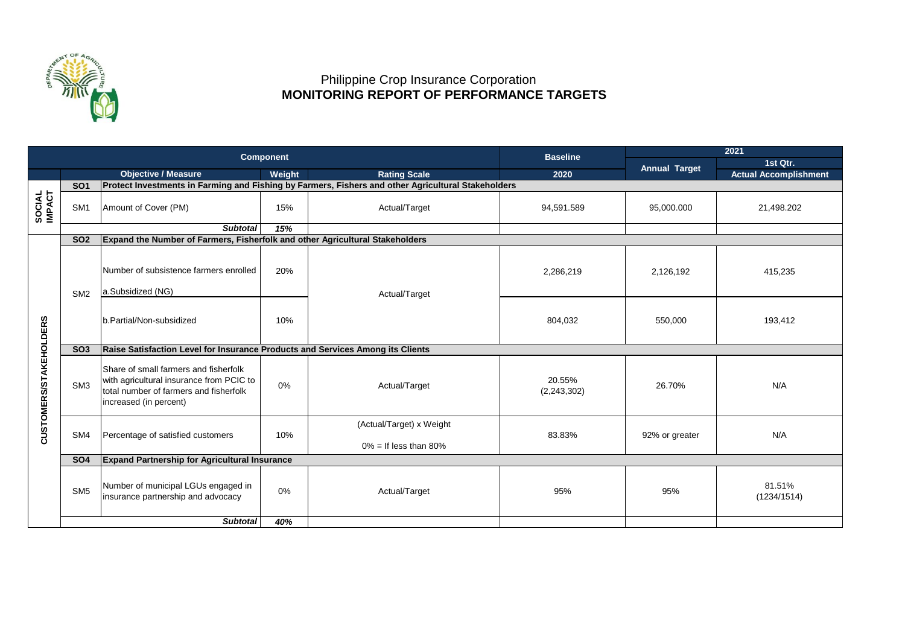Philippine Crop Insurance Corporation

# MONITORING REPORT OF PERFORMANCE TARGETS

| Component | | | | | Baseline | 2021 | |
|---|---|---|---|---|---|---|---|
| | | | | | | Annual Target | 1st Qtr. |
| | | Objective / Measure | Weight | Rating Scale | 2020 | | Actual Accomplishment |
| SOCIAL IMPACT | SO1 | Protect Investments in Farming and Fishing by Farmers, Fishers and other Agricultural Stakeholders | | | | | |
| | SM1 | Amount of Cover (PM) | 15% | Actual/Target | 94,591.589 | 95,000.000 | 21,498.202 |
| | | *Subtotal* | *15%* | | | | |
| CUSTOMERS/STAKEHOLDERS | SO2 | Expand the Number of Farmers, Fisherfolk and other Agricultural Stakeholders | | | | | |
| | SM2 | Number of subsistence farmers enrolled a.Subsidized (NG) | 20% | Actual/Target | 2,286,219 | 2,126,192 | 415,235 |
| | | b.Partial/Non-subsidized | 10% | | 804,032 | 550,000 | 193,412 |
| | SO3 | Raise Satisfaction Level for Insurance Products and Services Among its Clients | | | | | |
| | SM3 | Share of small farmers and fisherfolk with agricultural insurance from PCIC to total number of farmers and fisherfolk increased (in percent) | 0% | Actual/Target | 20.55% (2,243,302) | 26.70% | N/A |
| | SM4 | Percentage of satisfied customers | 10% | (Actual/Target) x Weight<br>0% = If less than 80% | 83.83% | 92% or greater | N/A |
| | SO4 | Expand Partnership for Agricultural Insurance | | | | | |
| | SM5 | Number of municipal LGUs engaged in insurance partnership and advocacy | 0% | Actual/Target | 95% | 95% | 81.51% (1234/1514) |
| | | *Subtotal* | *40%* | | | | |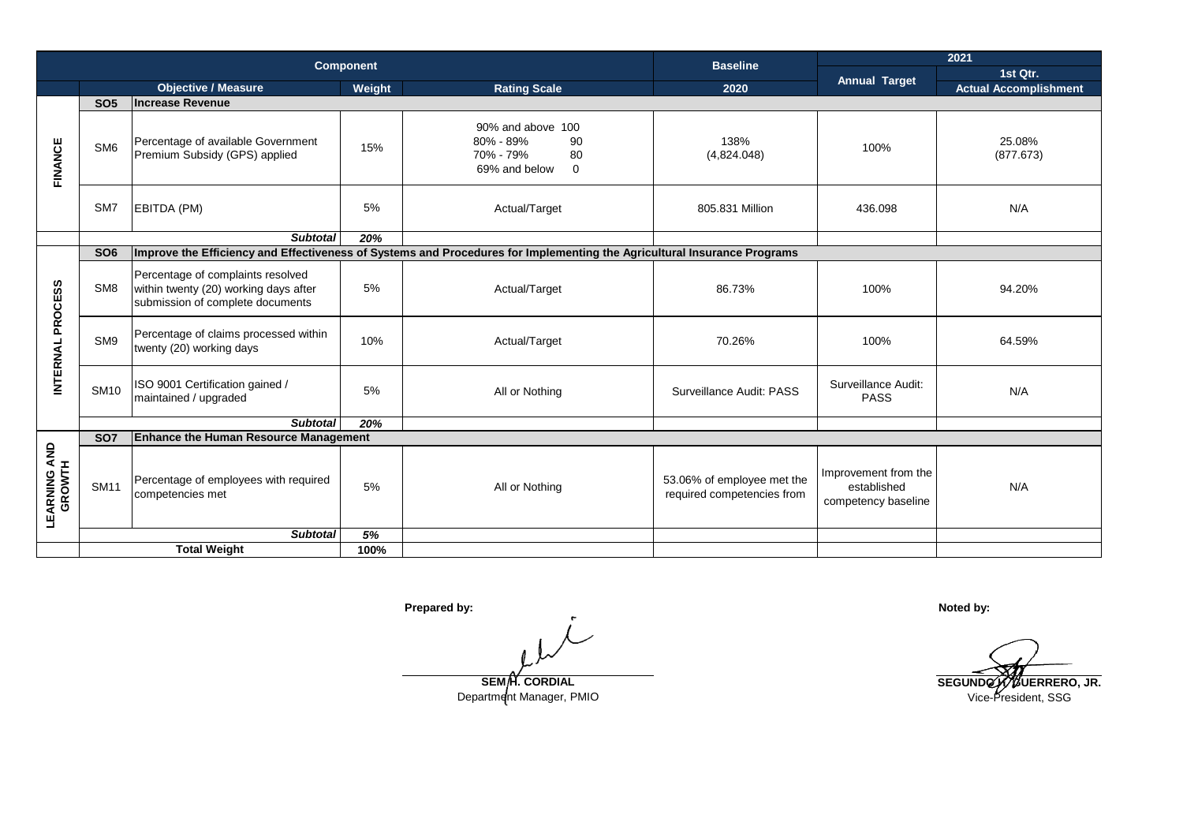| Component | | | | | Baseline | 2021 | |
|---|---|---|---|---|---|---|---|
| | Objective / Measure | | Weight | Rating Scale | 2020 | Annual Target | 1st Qtr. Actual Accomplishment |
| FINANCE | SO5 | Increase Revenue | | | | | |
| | SM6 | Percentage of available Government Premium Subsidy (GPS) applied | 15% | 90% and above 100<br>80% - 89% 90<br>70% - 79% 80<br>69% and below 0 | 138%<br>(4,824.048) | 100% | 25.08%<br>(877.673) |
| | SM7 | EBITDA (PM) | 5% | Actual/Target | 805.831 Million | 436.098 | N/A |
| | | *Subtotal* | *20%* | | | | |
| INTERNAL PROCESS | SO6 | Improve the Efficiency and Effectiveness of Systems and Procedures for Implementing the Agricultural Insurance Programs | | | | | |
| | SM8 | Percentage of complaints resolved within twenty (20) working days after submission of complete documents | 5% | Actual/Target | 86.73% | 100% | 94.20% |
| | SM9 | Percentage of claims processed within twenty (20) working days | 10% | Actual/Target | 70.26% | 100% | 64.59% |
| | SM10 | ISO 9001 Certification gained / maintained / upgraded | 5% | All or Nothing | Surveillance Audit: PASS | Surveillance Audit: PASS | N/A |
| | | *Subtotal* | *20%* | | | | |
| LEARNING AND GROWTH | SO7 | Enhance the Human Resource Management | | | | | |
| | SM11 | Percentage of employees with required competencies met | 5% | All or Nothing | 53.06% of employee met the required competencies from | Improvement from the established competency baseline | N/A |
| | | *Subtotal* | *5%* | | | | |
| | | **Total Weight** | **100%** | | | | |

**Prepared by:**

**SEM H. CORDIAL**
Department Manager, PMIO

**Noted by:**

**SEGUNDO V. GUERRERO, JR.**
Vice-President, SSG